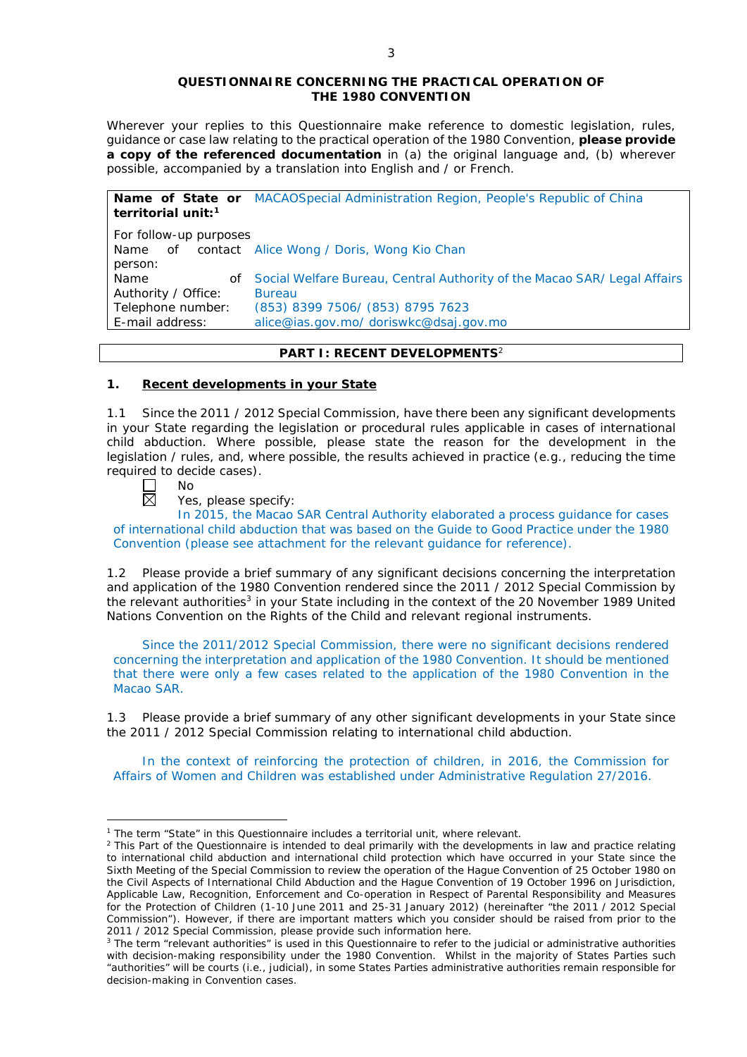**QUESTIONNAIRE CONCERNING THE PRACTICAL OPERATION OF THE 1980 CONVENTION**

Wherever your replies to this Questionnaire make reference to domestic legislation, rules, guidance or case law relating to the practical operation of the 1980 Convention, **please provide a copy of the referenced documentation** in (a) the original language and, (b) wherever possible, accompanied by a translation into English and / or French.

| **Name of State or territorial unit:**[1] | MACAOSpecial Administration Region, People's Republic of China |
|---|---|
| For follow-up purposes | |
| Name of contact person: | Alice Wong / Doris, Wong Kio Chan |
| Name of Authority / Office: | Social Welfare Bureau, Central Authority of the Macao SAR/ Legal Affairs Bureau |
| Telephone number: | (853) 8399 7506/ (853) 8795 7623 |
| E-mail address: | alice@ias.gov.mo/ doriswkc@dsaj.gov.mo |

## PART I: RECENT DEVELOPMENTS[2]

### 1. Recent developments in your State

1.1 Since the 2011 / 2012 Special Commission, have there been any significant developments in your State regarding the legislation or procedural rules applicable in cases of international child abduction. Where possible, please state the reason for the development in the legislation / rules, and, where possible, the results achieved in practice (e.g., reducing the time required to decide cases).

☐ No

☒ Yes, please specify:

In 2015, the Macao SAR Central Authority elaborated a process guidance for cases of international child abduction that was based on the Guide to Good Practice under the 1980 Convention (please see attachment for the relevant guidance for reference).

1.2 Please provide a brief summary of any significant decisions concerning the interpretation and application of the 1980 Convention rendered since the 2011 / 2012 Special Commission by the relevant authorities[3] in your State including in the context of the 20 November 1989 United Nations Convention on the Rights of the Child and relevant regional instruments.

Since the 2011/2012 Special Commission, there were no significant decisions rendered concerning the interpretation and application of the 1980 Convention. It should be mentioned that there were only a few cases related to the application of the 1980 Convention in the Macao SAR.

1.3 Please provide a brief summary of any other significant developments in your State since the 2011 / 2012 Special Commission relating to international child abduction.

In the context of reinforcing the protection of children, in 2016, the Commission for Affairs of Women and Children was established under Administrative Regulation 27/2016.

---

[1] The term "State" in this Questionnaire includes a territorial unit, where relevant.

[2] This Part of the Questionnaire is intended to deal primarily with the developments in law and practice relating to international child abduction and international child protection which have occurred in your State since the Sixth Meeting of the Special Commission to review the operation of the Hague Convention of 25 October 1980 on the Civil Aspects of International Child Abduction and the Hague Convention of 19 October 1996 on Jurisdiction, Applicable Law, Recognition, Enforcement and Co-operation in Respect of Parental Responsibility and Measures for the Protection of Children (1-10 June 2011 and 25-31 January 2012) (hereinafter "the 2011 / 2012 Special Commission"). However, if there are important matters which you consider should be raised from prior to the 2011 / 2012 Special Commission, please provide such information here.

[3] The term "relevant authorities" is used in this Questionnaire to refer to the judicial or administrative authorities with decision-making responsibility under the 1980 Convention. Whilst in the majority of States Parties such "authorities" will be courts (i.e., judicial), in some States Parties administrative authorities remain responsible for decision-making in Convention cases.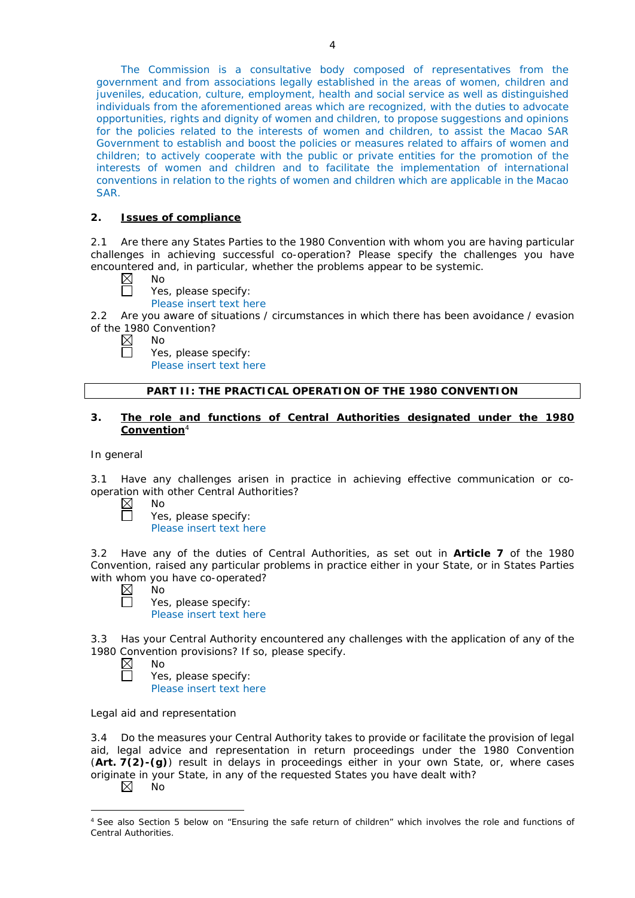The Commission is a consultative body composed of representatives from the government and from associations legally established in the areas of women, children and juveniles, education, culture, employment, health and social service as well as distinguished individuals from the aforementioned areas which are recognized, with the duties to advocate opportunities, rights and dignity of women and children, to propose suggestions and opinions for the policies related to the interests of women and children, to assist the Macao SAR Government to establish and boost the policies or measures related to affairs of women and children; to actively cooperate with the public or private entities for the promotion of the interests of women and children and to facilitate the implementation of international conventions in relation to the rights of women and children which are applicable in the Macao SAR.

## 2. Issues of compliance

2.1 Are there any States Parties to the 1980 Convention with whom you are having particular challenges in achieving successful co-operation? Please specify the challenges you have encountered and, in particular, whether the problems appear to be systemic.

☒ No
☐ Yes, please specify:
Please insert text here

2.2 Are you aware of situations / circumstances in which there has been avoidance / evasion of the 1980 Convention?

☒ No
☐ Yes, please specify:
Please insert text here

## PART II: THE PRACTICAL OPERATION OF THE 1980 CONVENTION

## 3. The role and functions of Central Authorities designated under the 1980 Convention[4]

In general

3.1 Have any challenges arisen in practice in achieving effective communication or co-operation with other Central Authorities?

☒ No
☐ Yes, please specify:
Please insert text here

3.2 Have any of the duties of Central Authorities, as set out in **Article 7** of the 1980 Convention, raised any particular problems in practice either in your State, or in States Parties with whom you have co-operated?

☒ No
☐ Yes, please specify:
Please insert text here

3.3 Has your Central Authority encountered any challenges with the application of any of the 1980 Convention provisions? If so, please specify.

☒ No
☐ Yes, please specify:
Please insert text here

Legal aid and representation

3.4 Do the measures your Central Authority takes to provide or facilitate the provision of legal aid, legal advice and representation in return proceedings under the 1980 Convention (**Art. 7(2)-(g)**) result in delays in proceedings either in your own State, or, where cases originate in your State, in any of the requested States you have dealt with?

☒ No

---

[4] See also Section 5 below on "Ensuring the safe return of children" which involves the role and functions of Central Authorities.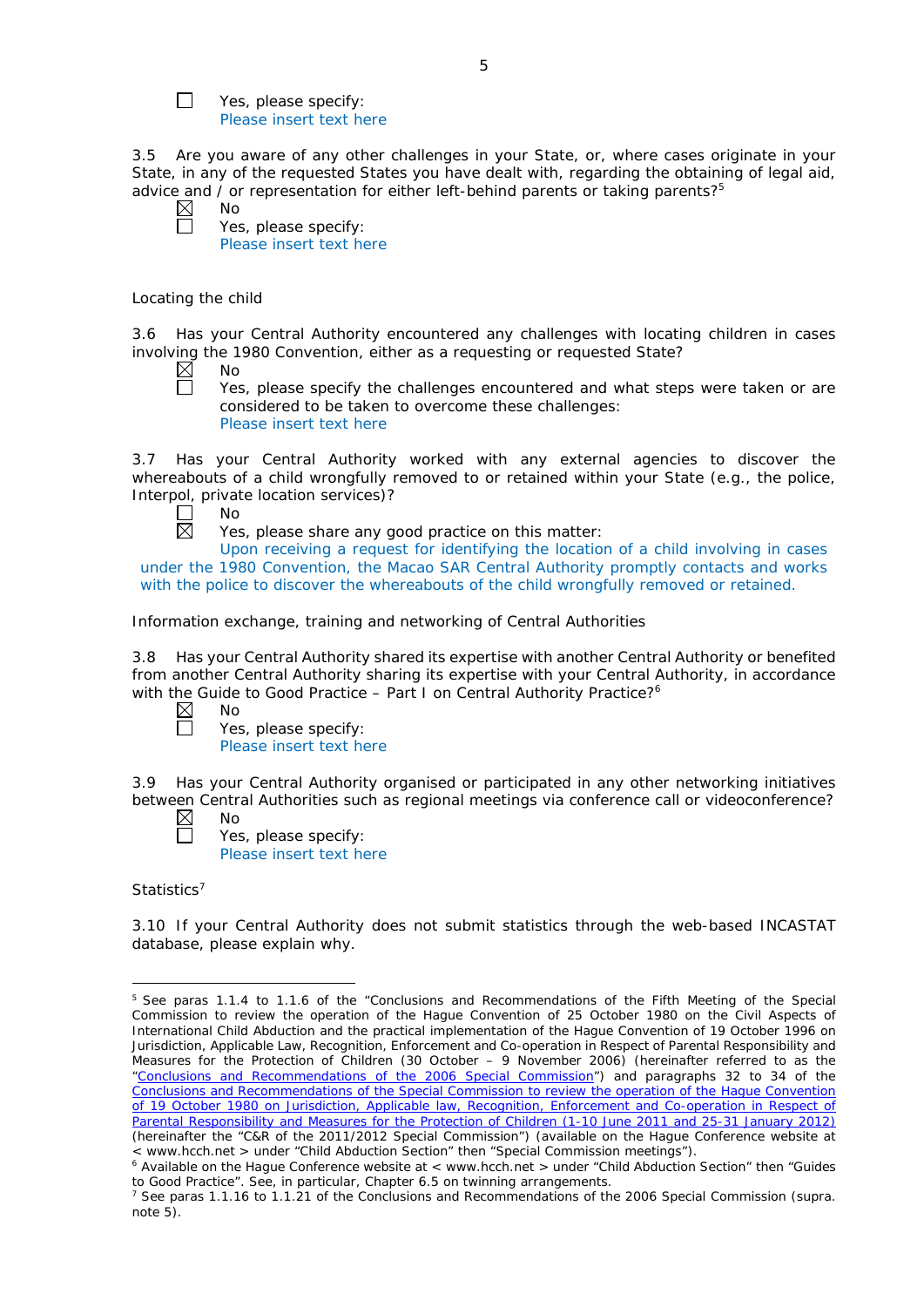☐ Yes, please specify:
Please insert text here

3.5 Are you aware of any other challenges in your State, or, where cases originate in your State, in any of the requested States you have dealt with, regarding the obtaining of legal aid, advice and / or representation for either left-behind parents or taking parents?[5]

☒ No
☐ Yes, please specify:
Please insert text here

Locating the child

3.6 Has your Central Authority encountered any challenges with locating children in cases involving the 1980 Convention, either as a requesting or requested State?

☒ No
☐ Yes, please specify the challenges encountered and what steps were taken or are considered to be taken to overcome these challenges:
Please insert text here

3.7 Has your Central Authority worked with any external agencies to discover the whereabouts of a child wrongfully removed to or retained within your State (e.g., the police, Interpol, private location services)?

☐ No
☒ Yes, please share any good practice on this matter:
Upon receiving a request for identifying the location of a child involving in cases under the 1980 Convention, the Macao SAR Central Authority promptly contacts and works with the police to discover the whereabouts of the child wrongfully removed or retained.

Information exchange, training and networking of Central Authorities

3.8 Has your Central Authority shared its expertise with another Central Authority or benefited from another Central Authority sharing its expertise with your Central Authority, in accordance with the Guide to Good Practice – Part I on Central Authority Practice?[6]

☒ No
☐ Yes, please specify:
Please insert text here

3.9 Has your Central Authority organised or participated in any other networking initiatives between Central Authorities such as regional meetings via conference call or videoconference?

☒ No
☐ Yes, please specify:
Please insert text here

Statistics[7]

3.10 If your Central Authority does not submit statistics through the web-based INCASTAT database, please explain why.

---

[5] See paras 1.1.4 to 1.1.6 of the "Conclusions and Recommendations of the Fifth Meeting of the Special Commission to review the operation of the Hague Convention of 25 October 1980 on the Civil Aspects of International Child Abduction and the practical implementation of the Hague Convention of 19 October 1996 on Jurisdiction, Applicable Law, Recognition, Enforcement and Co-operation in Respect of Parental Responsibility and Measures for the Protection of Children (30 October – 9 November 2006) (hereinafter referred to as the "Conclusions and Recommendations of the 2006 Special Commission") and paragraphs 32 to 34 of the Conclusions and Recommendations of the Special Commission to review the operation of the Hague Convention of 19 October 1980 on Jurisdiction, Applicable law, Recognition, Enforcement and Co-operation in Respect of Parental Responsibility and Measures for the Protection of Children (1-10 June 2011 and 25-31 January 2012) (hereinafter the "C&R of the 2011/2012 Special Commission") (available on the Hague Conference website at < www.hcch.net > under "Child Abduction Section" then "Special Commission meetings").

[6] Available on the Hague Conference website at < www.hcch.net > under "Child Abduction Section" then "Guides to Good Practice". See, in particular, Chapter 6.5 on twinning arrangements.

[7] See paras 1.1.16 to 1.1.21 of the Conclusions and Recommendations of the 2006 Special Commission (supra. note 5).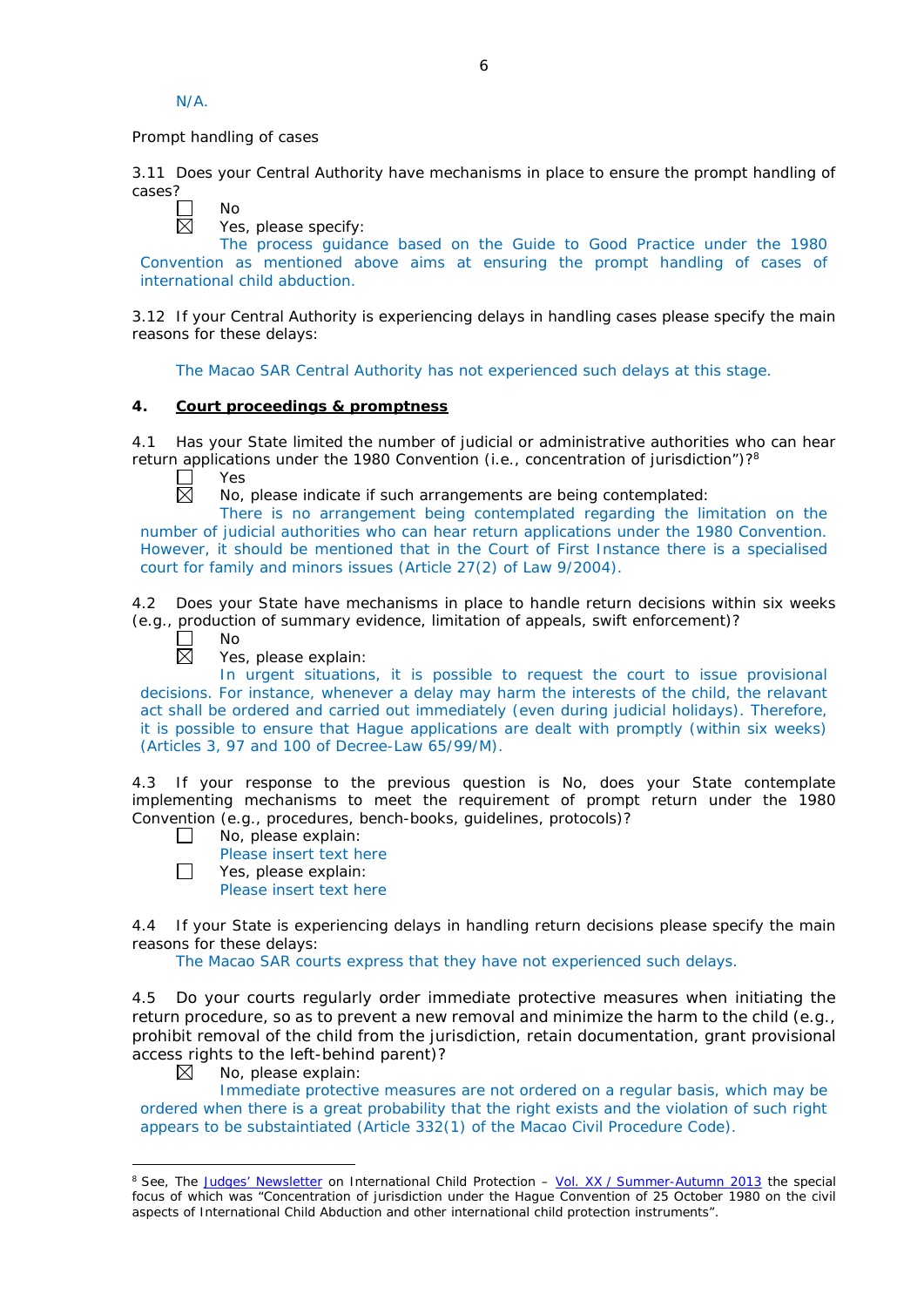N/A.

Prompt handling of cases

3.11 Does your Central Authority have mechanisms in place to ensure the prompt handling of cases?

☐ No

☒ Yes, please specify:

The process guidance based on the Guide to Good Practice under the 1980 Convention as mentioned above aims at ensuring the prompt handling of cases of international child abduction.

3.12 If your Central Authority is experiencing delays in handling cases please specify the main reasons for these delays:

The Macao SAR Central Authority has not experienced such delays at this stage.

## 4. Court proceedings & promptness

4.1 Has your State limited the number of judicial or administrative authorities who can hear return applications under the 1980 Convention (i.e., concentration of jurisdiction")?[8]

☐ Yes

☒ No, please indicate if such arrangements are being contemplated:

There is no arrangement being contemplated regarding the limitation on the number of judicial authorities who can hear return applications under the 1980 Convention. However, it should be mentioned that in the Court of First Instance there is a specialised court for family and minors issues (Article 27(2) of Law 9/2004).

4.2 Does your State have mechanisms in place to handle return decisions within six weeks (e.g., production of summary evidence, limitation of appeals, swift enforcement)?

☐ No

☒ Yes, please explain:

In urgent situations, it is possible to request the court to issue provisional decisions. For instance, whenever a delay may harm the interests of the child, the relavant act shall be ordered and carried out immediately (even during judicial holidays). Therefore, it is possible to ensure that Hague applications are dealt with promptly (within six weeks) (Articles 3, 97 and 100 of Decree-Law 65/99/M).

4.3 If your response to the previous question is No, does your State contemplate implementing mechanisms to meet the requirement of prompt return under the 1980 Convention (e.g., procedures, bench-books, guidelines, protocols)?

☐ No, please explain:

Please insert text here

☐ Yes, please explain:

Please insert text here

4.4 If your State is experiencing delays in handling return decisions please specify the main reasons for these delays:

The Macao SAR courts express that they have not experienced such delays.

4.5 Do your courts regularly order immediate protective measures when initiating the return procedure, so as to prevent a new removal and minimize the harm to the child (e.g., prohibit removal of the child from the jurisdiction, retain documentation, grant provisional access rights to the left-behind parent)?

☒ No, please explain:

Immediate protective measures are not ordered on a regular basis, which may be ordered when there is a great probability that the right exists and the violation of such right appears to be substaintiated (Article 332(1) of the Macao Civil Procedure Code).

---

[8] See, The Judges' Newsletter on International Child Protection – Vol. XX / Summer-Autumn 2013 the special focus of which was "Concentration of jurisdiction under the Hague Convention of 25 October 1980 on the civil aspects of International Child Abduction and other international child protection instruments".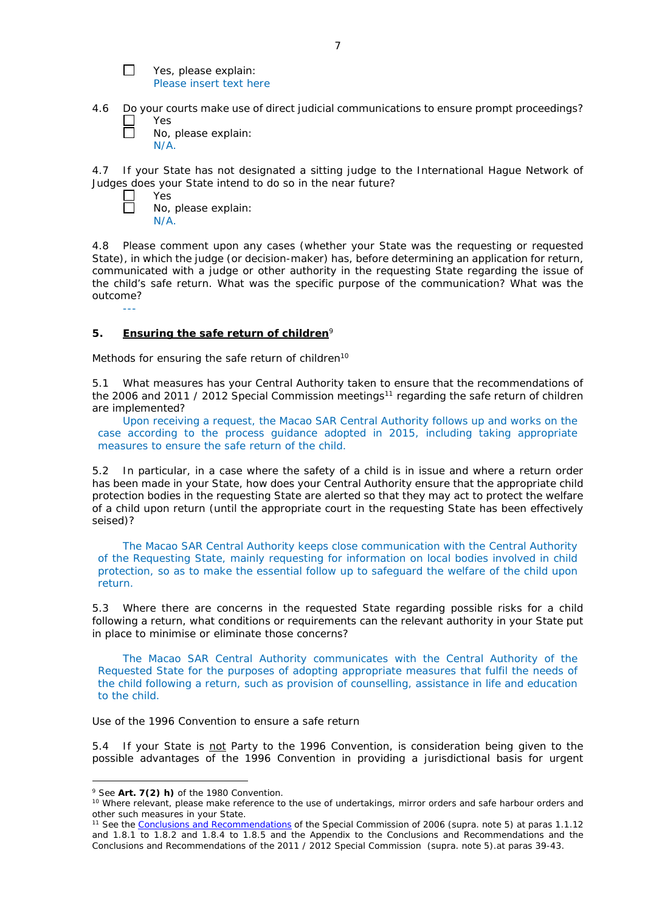☐ Yes, please explain:
Please insert text here

4.6 Do your courts make use of direct judicial communications to ensure prompt proceedings?
☐ Yes
☐ No, please explain:
N/A.

4.7 If your State has not designated a sitting judge to the International Hague Network of Judges does your State intend to do so in the near future?
☐ Yes
☐ No, please explain:
N/A.

4.8 Please comment upon any cases (whether your State was the requesting or requested State), in which the judge (or decision-maker) has, before determining an application for return, communicated with a judge or other authority in the requesting State regarding the issue of the child's safe return. What was the specific purpose of the communication? What was the outcome?

---

## 5. Ensuring the safe return of children[9]

Methods for ensuring the safe return of children[10]

5.1 What measures has your Central Authority taken to ensure that the recommendations of the 2006 and 2011 / 2012 Special Commission meetings[11] regarding the safe return of children are implemented?

Upon receiving a request, the Macao SAR Central Authority follows up and works on the case according to the process guidance adopted in 2015, including taking appropriate measures to ensure the safe return of the child.

5.2 In particular, in a case where the safety of a child is in issue and where a return order has been made in your State, how does your Central Authority ensure that the appropriate child protection bodies in the requesting State are alerted so that they may act to protect the welfare of a child upon return (until the appropriate court in the requesting State has been effectively seised)?

The Macao SAR Central Authority keeps close communication with the Central Authority of the Requesting State, mainly requesting for information on local bodies involved in child protection, so as to make the essential follow up to safeguard the welfare of the child upon return.

5.3 Where there are concerns in the requested State regarding possible risks for a child following a return, what conditions or requirements can the relevant authority in your State put in place to minimise or eliminate those concerns?

The Macao SAR Central Authority communicates with the Central Authority of the Requested State for the purposes of adopting appropriate measures that fulfil the needs of the child following a return, such as provision of counselling, assistance in life and education to the child.

Use of the 1996 Convention to ensure a safe return

5.4 If your State is not Party to the 1996 Convention, is consideration being given to the possible advantages of the 1996 Convention in providing a jurisdictional basis for urgent

---

[9] See **Art. 7(2) h)** of the 1980 Convention.

[10] Where relevant, please make reference to the use of undertakings, mirror orders and safe harbour orders and other such measures in your State.

[11] See the Conclusions and Recommendations of the Special Commission of 2006 (supra. note 5) at paras 1.1.12 and 1.8.1 to 1.8.2 and 1.8.4 to 1.8.5 and the Appendix to the Conclusions and Recommendations and the Conclusions and Recommendations of the 2011 / 2012 Special Commission (supra. note 5).at paras 39-43.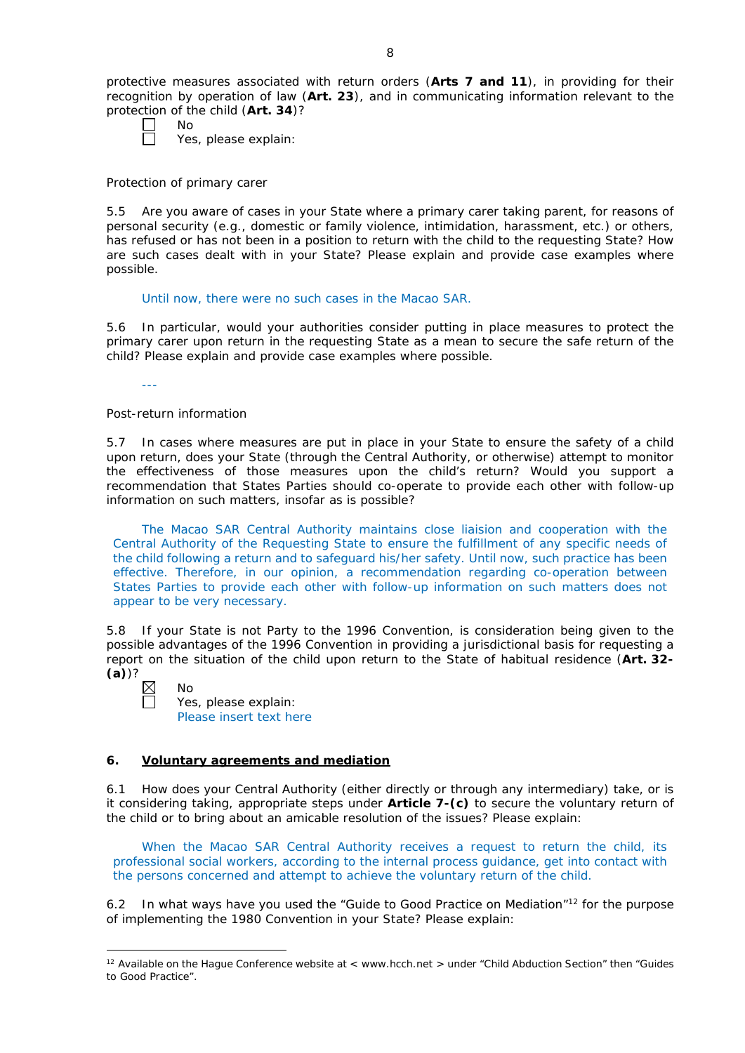protective measures associated with return orders (**Arts 7 and 11**), in providing for their recognition by operation of law (**Art. 23**), and in communicating information relevant to the protection of the child (**Art. 34**)?

☐ No
☐ Yes, please explain:

Protection of primary carer

5.5 Are you aware of cases in your State where a primary carer taking parent, for reasons of personal security (e.g., domestic or family violence, intimidation, harassment, etc.) or others, has refused or has not been in a position to return with the child to the requesting State? How are such cases dealt with in your State? Please explain and provide case examples where possible.

Until now, there were no such cases in the Macao SAR.

5.6 In particular, would your authorities consider putting in place measures to protect the primary carer upon return in the requesting State as a mean to secure the safe return of the child? Please explain and provide case examples where possible.

---

Post-return information

5.7 In cases where measures are put in place in your State to ensure the safety of a child upon return, does your State (through the Central Authority, or otherwise) attempt to monitor the effectiveness of those measures upon the child's return? Would you support a recommendation that States Parties should co-operate to provide each other with follow-up information on such matters, insofar as is possible?

The Macao SAR Central Authority maintains close liaison and cooperation with the Central Authority of the Requesting State to ensure the fulfillment of any specific needs of the child following a return and to safeguard his/her safety. Until now, such practice has been effective. Therefore, in our opinion, a recommendation regarding co-operation between States Parties to provide each other with follow-up information on such matters does not appear to be very necessary.

5.8 If your State is not Party to the 1996 Convention, is consideration being given to the possible advantages of the 1996 Convention in providing a jurisdictional basis for requesting a report on the situation of the child upon return to the State of habitual residence (**Art. 32-(a)**)?

☒ No
☐ Yes, please explain:
Please insert text here

## 6. Voluntary agreements and mediation

6.1 How does your Central Authority (either directly or through any intermediary) take, or is it considering taking, appropriate steps under **Article 7-(c)** to secure the voluntary return of the child or to bring about an amicable resolution of the issues? Please explain:

When the Macao SAR Central Authority receives a request to return the child, its professional social workers, according to the internal process guidance, get into contact with the persons concerned and attempt to achieve the voluntary return of the child.

6.2 In what ways have you used the "Guide to Good Practice on Mediation"[12] for the purpose of implementing the 1980 Convention in your State? Please explain:

[12] Available on the Hague Conference website at < www.hcch.net > under "Child Abduction Section" then "Guides to Good Practice".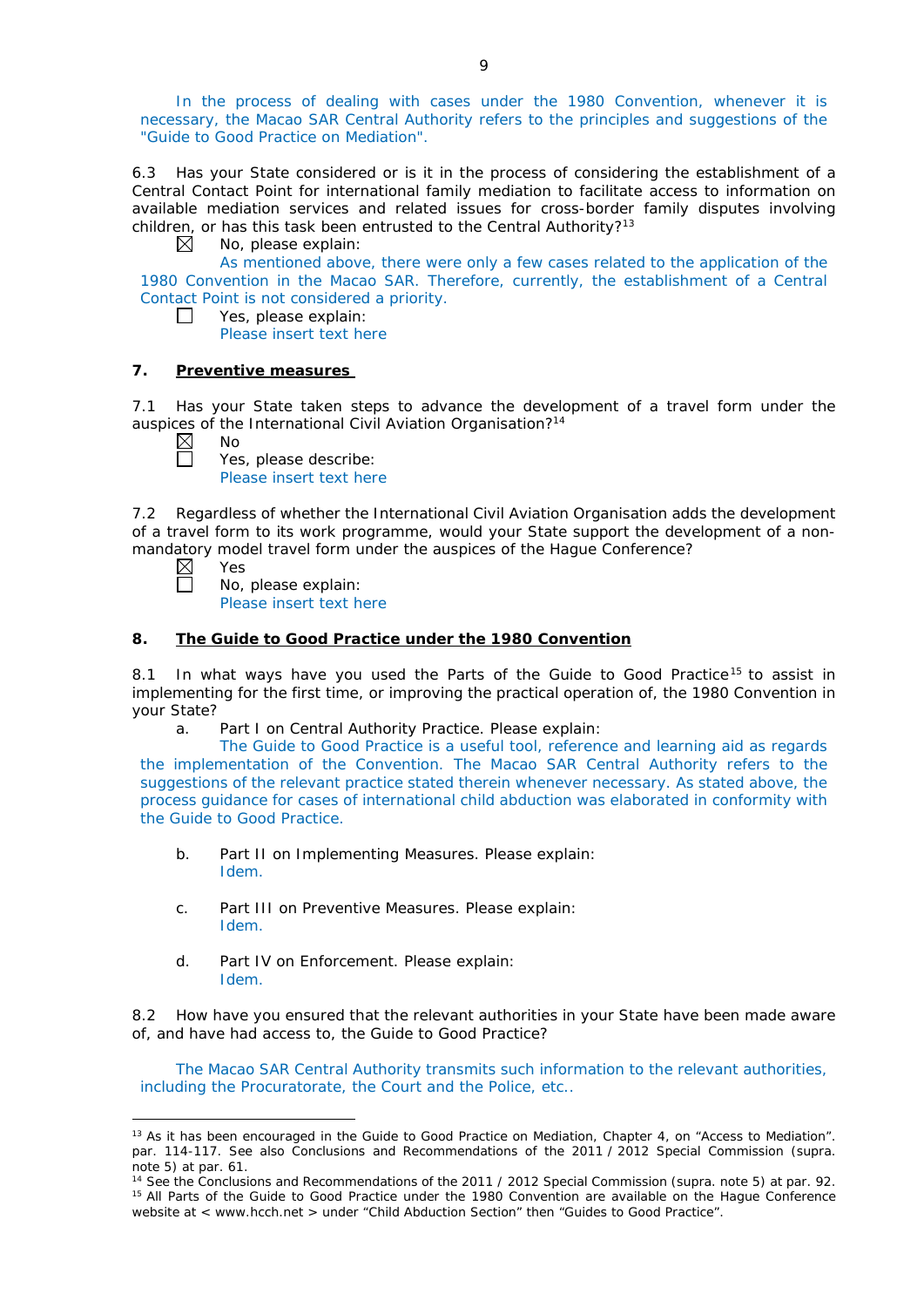In the process of dealing with cases under the 1980 Convention, whenever it is necessary, the Macao SAR Central Authority refers to the principles and suggestions of the "Guide to Good Practice on Mediation".

6.3 Has your State considered or is it in the process of considering the establishment of a Central Contact Point for international family mediation to facilitate access to information on available mediation services and related issues for cross-border family disputes involving children, or has this task been entrusted to the Central Authority?[13]

☒ No, please explain:

As mentioned above, there were only a few cases related to the application of the 1980 Convention in the Macao SAR. Therefore, currently, the establishment of a Central Contact Point is not considered a priority.

☐ Yes, please explain:

Please insert text here

## 7. Preventive measures

7.1 Has your State taken steps to advance the development of a travel form under the auspices of the International Civil Aviation Organisation?[14]

☒ No

☐ Yes, please describe:

Please insert text here

7.2 Regardless of whether the International Civil Aviation Organisation adds the development of a travel form to its work programme, would your State support the development of a non-mandatory model travel form under the auspices of the Hague Conference?

☒ Yes

☐ No, please explain:

Please insert text here

## 8. The Guide to Good Practice under the 1980 Convention

8.1 In what ways have you used the Parts of the Guide to Good Practice[15] to assist in implementing for the first time, or improving the practical operation of, the 1980 Convention in your State?

a. Part I on Central Authority Practice. Please explain:

The Guide to Good Practice is a useful tool, reference and learning aid as regards the implementation of the Convention. The Macao SAR Central Authority refers to the suggestions of the relevant practice stated therein whenever necessary. As stated above, the process guidance for cases of international child abduction was elaborated in conformity with the Guide to Good Practice.

b. Part II on Implementing Measures. Please explain:

Idem.

c. Part III on Preventive Measures. Please explain:

Idem.

d. Part IV on Enforcement. Please explain:

Idem.

8.2 How have you ensured that the relevant authorities in your State have been made aware of, and have had access to, the Guide to Good Practice?

The Macao SAR Central Authority transmits such information to the relevant authorities, including the Procuratorate, the Court and the Police, etc..

---

[13] As it has been encouraged in the Guide to Good Practice on Mediation, Chapter 4, on "Access to Mediation". par. 114-117. See also Conclusions and Recommendations of the 2011 / 2012 Special Commission (supra. note 5) at par. 61.

[14] See the Conclusions and Recommendations of the 2011 / 2012 Special Commission (supra. note 5) at par. 92.

[15] All Parts of the Guide to Good Practice under the 1980 Convention are available on the Hague Conference website at < www.hcch.net > under "Child Abduction Section" then "Guides to Good Practice".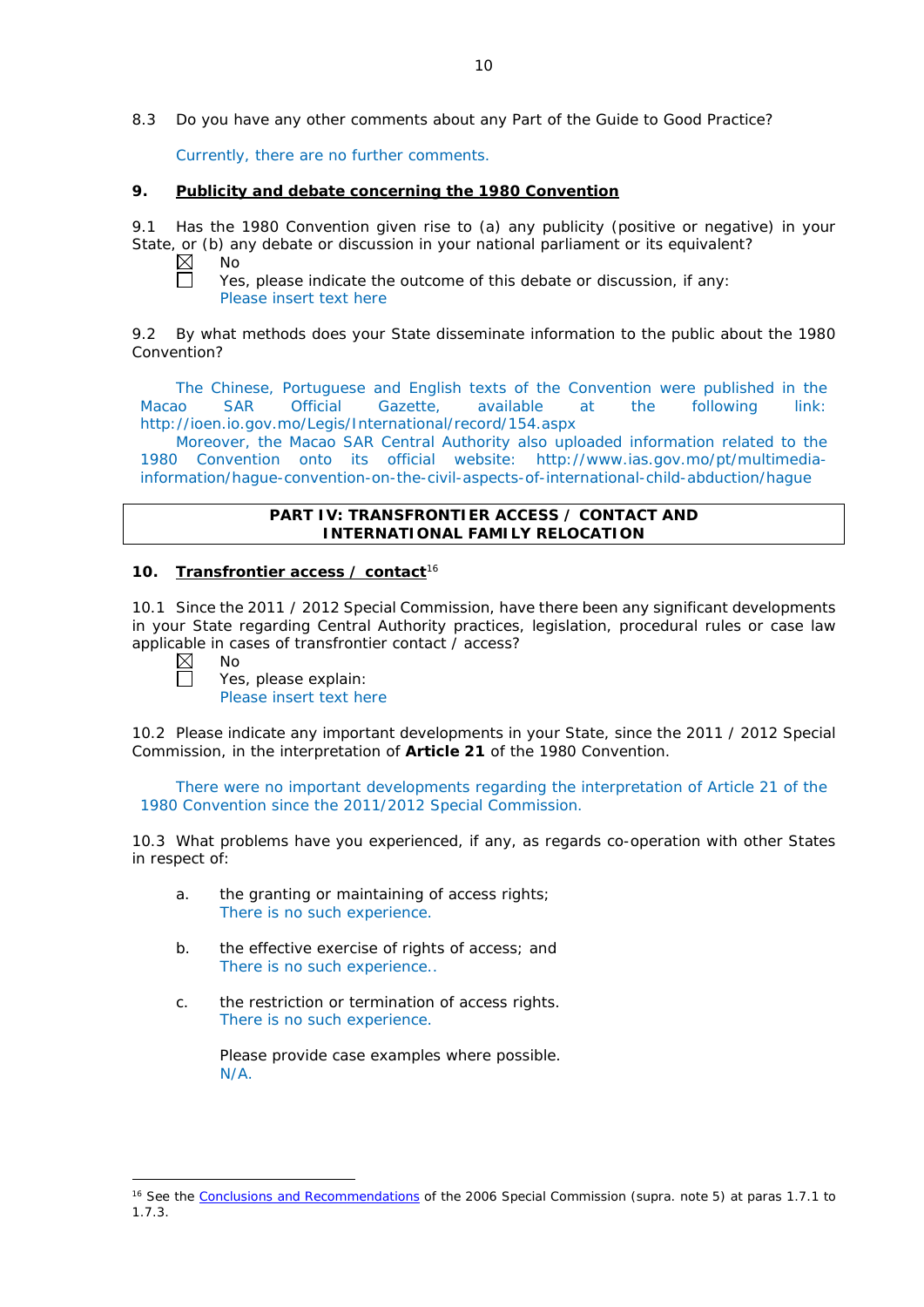8.3 Do you have any other comments about any Part of the Guide to Good Practice?

Currently, there are no further comments.

## 9. Publicity and debate concerning the 1980 Convention

9.1 Has the 1980 Convention given rise to (a) any publicity (positive or negative) in your State, or (b) any debate or discussion in your national parliament or its equivalent?

☒ No

☐ Yes, please indicate the outcome of this debate or discussion, if any:
Please insert text here

9.2 By what methods does your State disseminate information to the public about the 1980 Convention?

The Chinese, Portuguese and English texts of the Convention were published in the Macao SAR Official Gazette, available at the following link: http://ioen.io.gov.mo/Legis/International/record/154.aspx

Moreover, the Macao SAR Central Authority also uploaded information related to the 1980 Convention onto its official website: http://www.ias.gov.mo/pt/multimedia-information/hague-convention-on-the-civil-aspects-of-international-child-abduction/hague

# PART IV: TRANSFRONTIER ACCESS / CONTACT AND INTERNATIONAL FAMILY RELOCATION

## 10. Transfrontier access / contact[16]

10.1 Since the 2011 / 2012 Special Commission, have there been any significant developments in your State regarding Central Authority practices, legislation, procedural rules or case law applicable in cases of transfrontier contact / access?

☒ No

☐ Yes, please explain:
Please insert text here

10.2 Please indicate any important developments in your State, since the 2011 / 2012 Special Commission, in the interpretation of **Article 21** of the 1980 Convention.

There were no important developments regarding the interpretation of Article 21 of the 1980 Convention since the 2011/2012 Special Commission.

10.3 What problems have you experienced, if any, as regards co-operation with other States in respect of:

a. the granting or maintaining of access rights;
There is no such experience.

b. the effective exercise of rights of access; and
There is no such experience..

c. the restriction or termination of access rights.
There is no such experience.

Please provide case examples where possible.
N/A.

---

[16] See the Conclusions and Recommendations of the 2006 Special Commission (supra. note 5) at paras 1.7.1 to 1.7.3.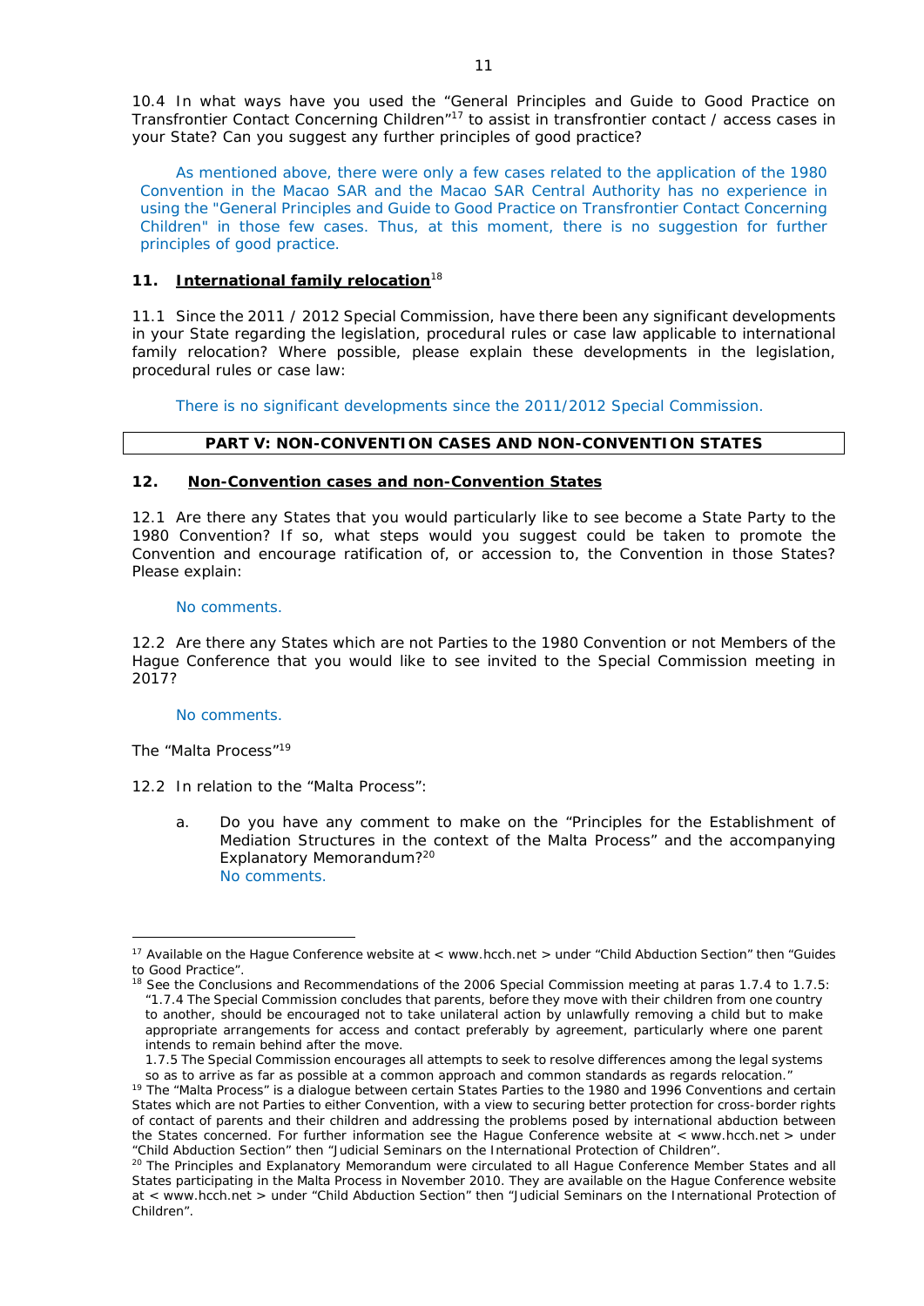10.4 In what ways have you used the "General Principles and Guide to Good Practice on Transfrontier Contact Concerning Children"[17] to assist in transfrontier contact / access cases in your State? Can you suggest any further principles of good practice?

As mentioned above, there were only a few cases related to the application of the 1980 Convention in the Macao SAR and the Macao SAR Central Authority has no experience in using the "General Principles and Guide to Good Practice on Transfrontier Contact Concerning Children" in those few cases. Thus, at this moment, there is no suggestion for further principles of good practice.

### 11. International family relocation[18]

11.1 Since the 2011 / 2012 Special Commission, have there been any significant developments in your State regarding the legislation, procedural rules or case law applicable to international family relocation? Where possible, please explain these developments in the legislation, procedural rules or case law:

There is no significant developments since the 2011/2012 Special Commission.

## PART V: NON-CONVENTION CASES AND NON-CONVENTION STATES

### 12. Non-Convention cases and non-Convention States

12.1 Are there any States that you would particularly like to see become a State Party to the 1980 Convention? If so, what steps would you suggest could be taken to promote the Convention and encourage ratification of, or accession to, the Convention in those States? Please explain:

No comments.

12.2 Are there any States which are not Parties to the 1980 Convention or not Members of the Hague Conference that you would like to see invited to the Special Commission meeting in 2017?

No comments.

The "Malta Process"[19]

12.2 In relation to the "Malta Process":

a. Do you have any comment to make on the "Principles for the Establishment of Mediation Structures in the context of the Malta Process" and the accompanying Explanatory Memorandum?[20]
   No comments.

---

[17] Available on the Hague Conference website at < www.hcch.net > under "Child Abduction Section" then "Guides to Good Practice".

[18] See the Conclusions and Recommendations of the 2006 Special Commission meeting at paras 1.7.4 to 1.7.5: "1.7.4 The Special Commission concludes that parents, before they move with their children from one country to another, should be encouraged not to take unilateral action by unlawfully removing a child but to make appropriate arrangements for access and contact preferably by agreement, particularly where one parent intends to remain behind after the move.
1.7.5 The Special Commission encourages all attempts to seek to resolve differences among the legal systems so as to arrive as far as possible at a common approach and common standards as regards relocation."

[19] The "Malta Process" is a dialogue between certain States Parties to the 1980 and 1996 Conventions and certain States which are not Parties to either Convention, with a view to securing better protection for cross-border rights of contact of parents and their children and addressing the problems posed by international abduction between the States concerned. For further information see the Hague Conference website at < www.hcch.net > under "Child Abduction Section" then "Judicial Seminars on the International Protection of Children".

[20] The Principles and Explanatory Memorandum were circulated to all Hague Conference Member States and all States participating in the Malta Process in November 2010. They are available on the Hague Conference website at < www.hcch.net > under "Child Abduction Section" then "Judicial Seminars on the International Protection of Children".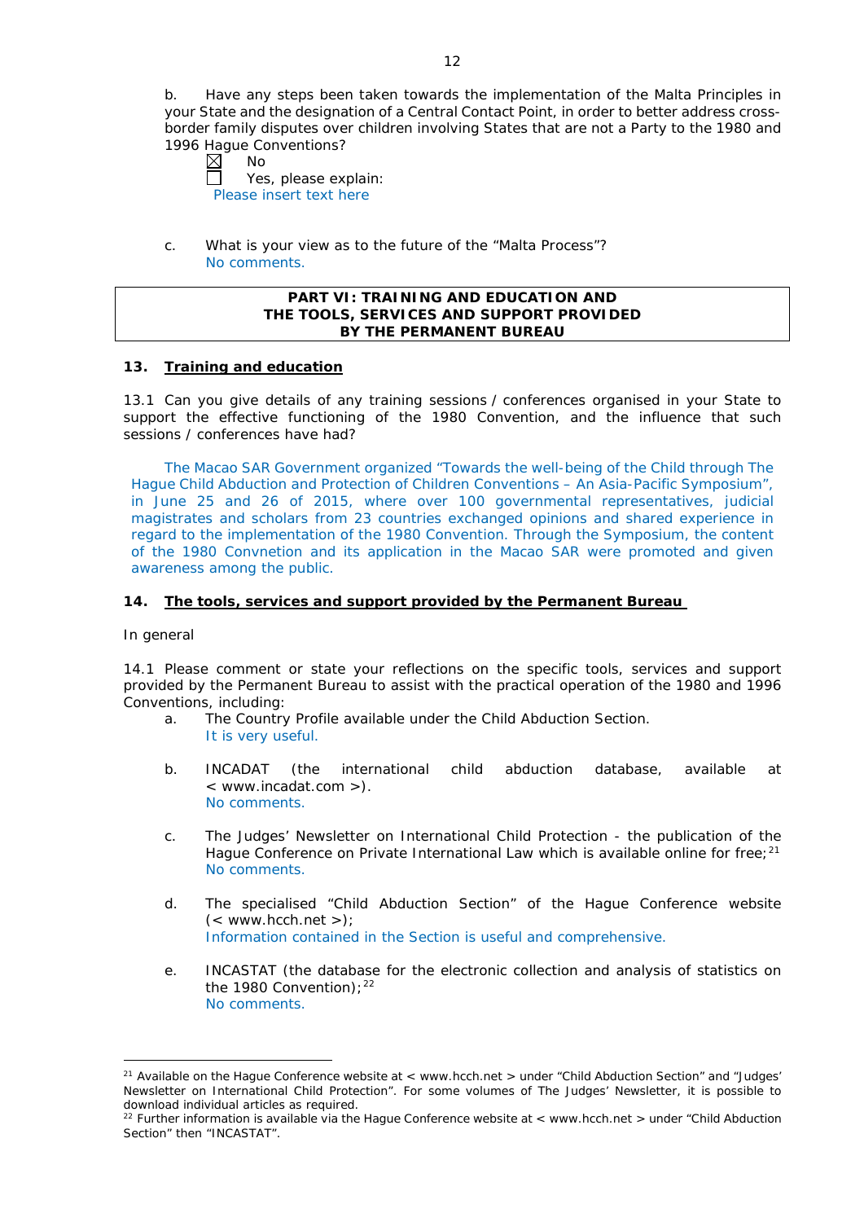b. Have any steps been taken towards the implementation of the Malta Principles in your State and the designation of a Central Contact Point, in order to better address cross-border family disputes over children involving States that are not a Party to the 1980 and 1996 Hague Conventions?

☒ No
☐ Yes, please explain:
Please insert text here

c. What is your view as to the future of the "Malta Process"?
No comments.

## PART VI: TRAINING AND EDUCATION AND THE TOOLS, SERVICES AND SUPPORT PROVIDED BY THE PERMANENT BUREAU

### 13. Training and education

13.1 Can you give details of any training sessions / conferences organised in your State to support the effective functioning of the 1980 Convention, and the influence that such sessions / conferences have had?

The Macao SAR Government organized "Towards the well-being of the Child through The Hague Child Abduction and Protection of Children Conventions – An Asia-Pacific Symposium", in June 25 and 26 of 2015, where over 100 governmental representatives, judicial magistrates and scholars from 23 countries exchanged opinions and shared experience in regard to the implementation of the 1980 Convention. Through the Symposium, the content of the 1980 Convnetion and its application in the Macao SAR were promoted and given awareness among the public.

### 14. The tools, services and support provided by the Permanent Bureau

In general

14.1 Please comment or state your reflections on the specific tools, services and support provided by the Permanent Bureau to assist with the practical operation of the 1980 and 1996 Conventions, including:

a. The Country Profile available under the Child Abduction Section.
It is very useful.

b. INCADAT (the international child abduction database, available at < www.incadat.com >).
No comments.

c. The Judges' Newsletter on International Child Protection - the publication of the Hague Conference on Private International Law which is available online for free;[21]
No comments.

d. The specialised "Child Abduction Section" of the Hague Conference website (< www.hcch.net >);
Information contained in the Section is useful and comprehensive.

e. INCASTAT (the database for the electronic collection and analysis of statistics on the 1980 Convention);[22]
No comments.

---

[21] Available on the Hague Conference website at < www.hcch.net > under "Child Abduction Section" and "Judges' Newsletter on International Child Protection". For some volumes of The Judges' Newsletter, it is possible to download individual articles as required.

[22] Further information is available via the Hague Conference website at < www.hcch.net > under "Child Abduction Section" then "INCASTAT".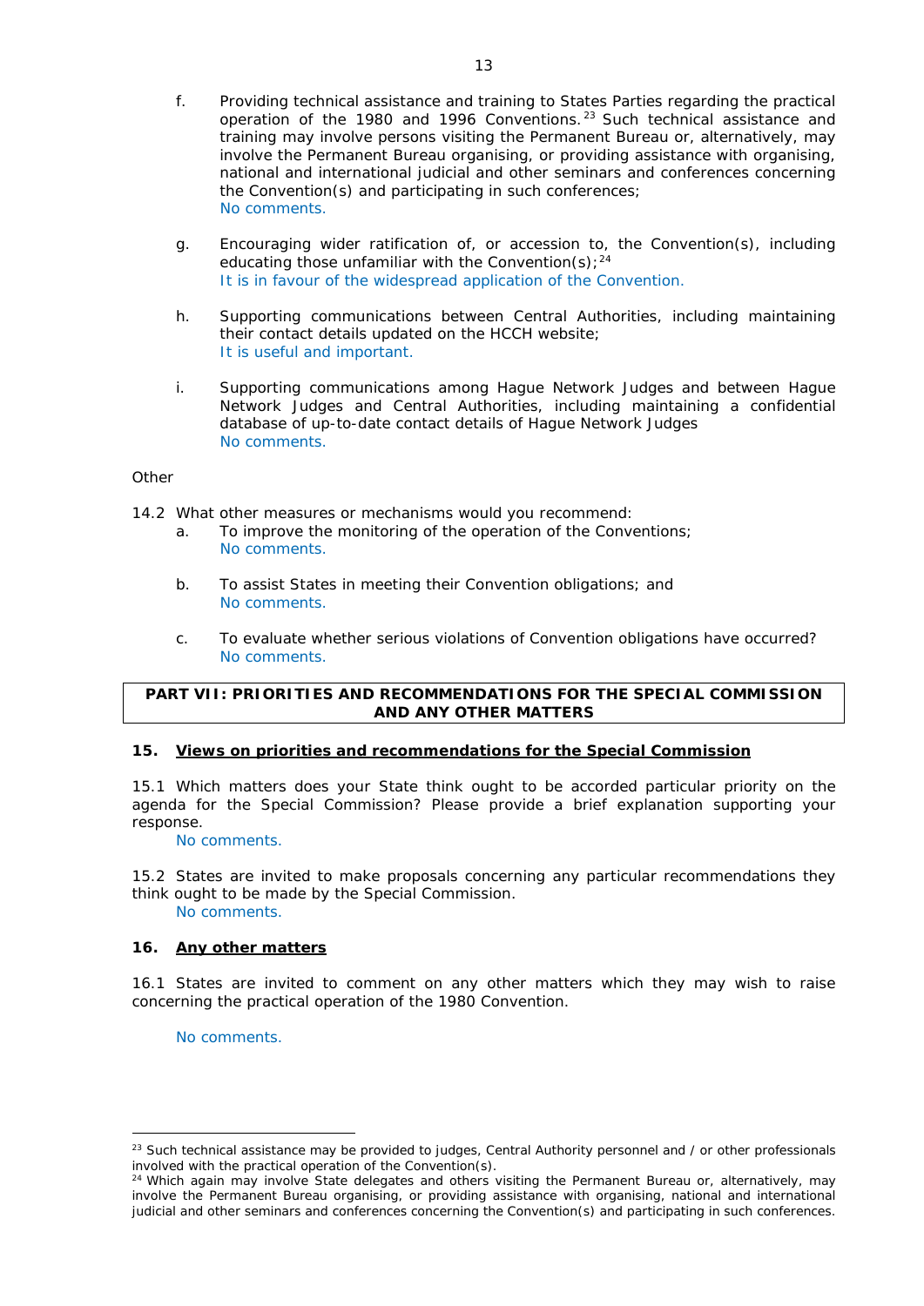f. Providing technical assistance and training to States Parties regarding the practical operation of the 1980 and 1996 Conventions.[23] Such technical assistance and training may involve persons visiting the Permanent Bureau or, alternatively, may involve the Permanent Bureau organising, or providing assistance with organising, national and international judicial and other seminars and conferences concerning the Convention(s) and participating in such conferences;
   No comments.

g. Encouraging wider ratification of, or accession to, the Convention(s), including educating those unfamiliar with the Convention(s);[24]
   It is in favour of the widespread application of the Convention.

h. Supporting communications between Central Authorities, including maintaining their contact details updated on the HCCH website;
   It is useful and important.

i. Supporting communications among Hague Network Judges and between Hague Network Judges and Central Authorities, including maintaining a confidential database of up-to-date contact details of Hague Network Judges
   No comments.

Other

14.2 What other measures or mechanisms would you recommend:

a. To improve the monitoring of the operation of the Conventions;
   No comments.

b. To assist States in meeting their Convention obligations; and
   No comments.

c. To evaluate whether serious violations of Convention obligations have occurred?
   No comments.

## PART VII: PRIORITIES AND RECOMMENDATIONS FOR THE SPECIAL COMMISSION AND ANY OTHER MATTERS

### 15. Views on priorities and recommendations for the Special Commission

15.1 Which matters does your State think ought to be accorded particular priority on the agenda for the Special Commission? Please provide a brief explanation supporting your response.

No comments.

15.2 States are invited to make proposals concerning any particular recommendations they think ought to be made by the Special Commission.

No comments.

### 16. Any other matters

16.1 States are invited to comment on any other matters which they may wish to raise concerning the practical operation of the 1980 Convention.

No comments.

---

[23] Such technical assistance may be provided to judges, Central Authority personnel and / or other professionals involved with the practical operation of the Convention(s).

[24] Which again may involve State delegates and others visiting the Permanent Bureau or, alternatively, may involve the Permanent Bureau organising, or providing assistance with organising, national and international judicial and other seminars and conferences concerning the Convention(s) and participating in such conferences.